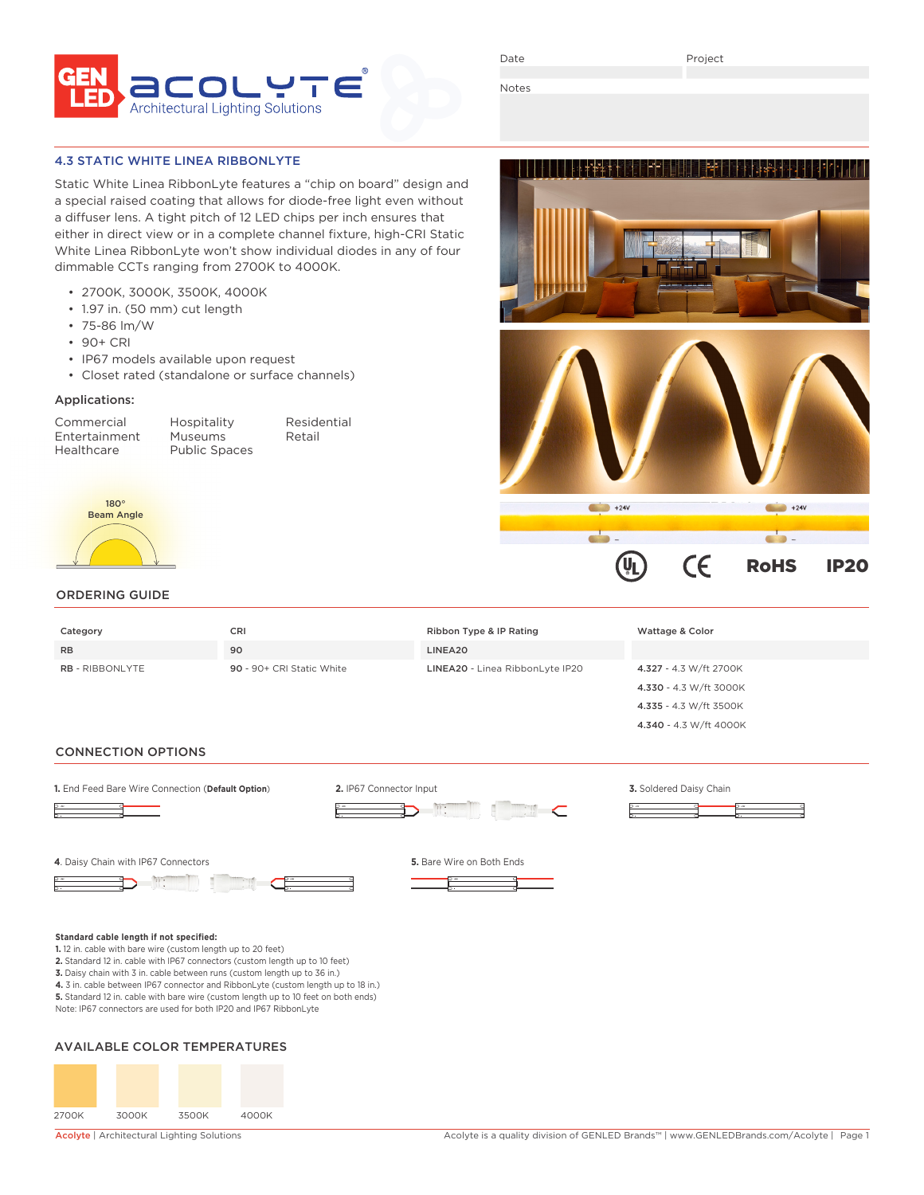GEN LED acolyte® Architectural Lighting Solutions

| Date | Project |
|---|---|
| | |

Notes

## 4.3 STATIC WHITE LINEA RIBBONLYTE

Static White Linea RibbonLyte features a "chip on board" design and a special raised coating that allows for diode-free light even without a diffuser lens. A tight pitch of 12 LED chips per inch ensures that either in direct view or in a complete channel fixture, high-CRI Static White Linea RibbonLyte won't show individual diodes in any of four dimmable CCTs ranging from 2700K to 4000K.

- 2700K, 3000K, 3500K, 4000K
- 1.97 in. (50 mm) cut length
- 75-86 lm/W
- 90+ CRI
- IP67 models available upon request
- Closet rated (standalone or surface channels)

### Applications:

Commercial
Entertainment
Healthcare
Hospitality
Museums
Public Spaces
Residential
Retail

180° Beam Angle

+24V  -  +24V  -

UL  CE  RoHS  IP20

## ORDERING GUIDE

| Category | CRI | Ribbon Type & IP Rating | Wattage & Color |
|---|---|---|---|
| RB | 90 | LINEA20 | |
| **RB** - RIBBONLYTE | **90** - 90+ CRI Static White | **LINEA20** - Linea RibbonLyte IP20 | **4.327** - 4.3 W/ft 2700K |
| | | | **4.330** - 4.3 W/ft 3000K |
| | | | **4.335** - 4.3 W/ft 3500K |
| | | | **4.340** - 4.3 W/ft 4000K |

## CONNECTION OPTIONS

**1.** End Feed Bare Wire Connection (**Default Option**)

**2.** IP67 Connector Input

**3.** Soldered Daisy Chain

**4.** Daisy Chain with IP67 Connectors

**5.** Bare Wire on Both Ends

**Standard cable length if not specified:**
**1.** 12 in. cable with bare wire (custom length up to 20 feet)
**2.** Standard 12 in. cable with IP67 connectors (custom length up to 10 feet)
**3.** Daisy chain with 3 in. cable between runs (custom length up to 36 in.)
**4.** 3 in. cable between IP67 connector and RibbonLyte (custom length up to 18 in.)
**5.** Standard 12 in. cable with bare wire (custom length up to 10 feet on both ends)
Note: IP67 connectors are used for both IP20 and IP67 RibbonLyte

## AVAILABLE COLOR TEMPERATURES

2700K  3000K  3500K  4000K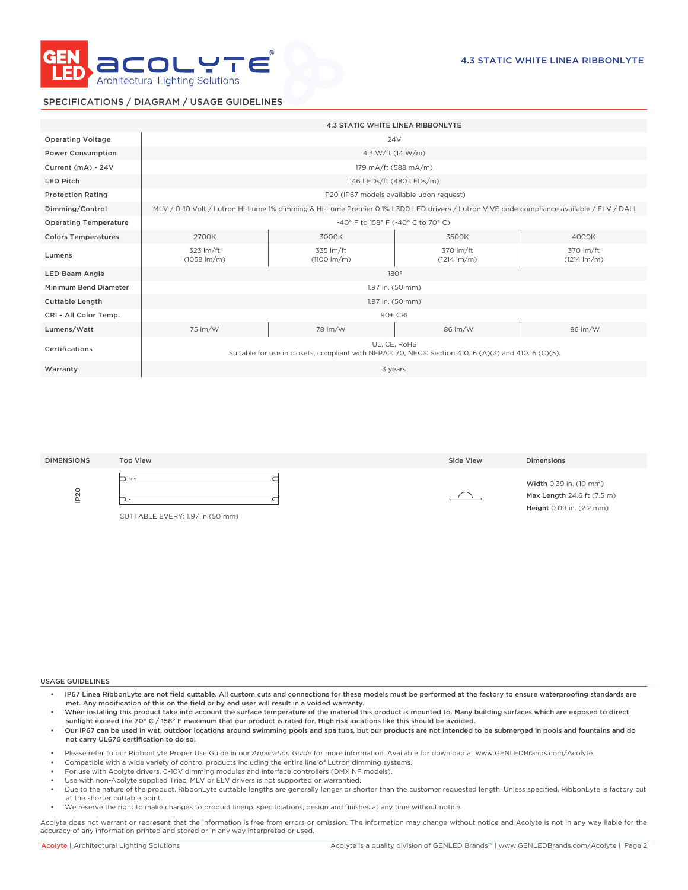## SPECIFICATIONS / DIAGRAM / USAGE GUIDELINES

| | 4.3 STATIC WHITE LINEA RIBBONLYTE | | | |
|---|---|---|---|---|
| Operating Voltage | 24V | | | |
| Power Consumption | 4.3 W/ft (14 W/m) | | | |
| Current (mA) - 24V | 179 mA/ft (588 mA/m) | | | |
| LED Pitch | 146 LEDs/ft (480 LEDs/m) | | | |
| Protection Rating | IP20 (IP67 models available upon request) | | | |
| Dimming/Control | MLV / 0-10 Volt / Lutron Hi-Lume 1% dimming & Hi-Lume Premier 0.1% L3D0 LED drivers / Lutron VIVE code compliance available / ELV / DALI | | | |
| Operating Temperature | -40° F to 158° F (-40° C to 70° C) | | | |
| Colors Temperatures | 2700K | 3000K | 3500K | 4000K |
| Lumens | 323 lm/ft (1058 lm/m) | 335 lm/ft (1100 lm/m) | 370 lm/ft (1214 lm/m) | 370 lm/ft (1214 lm/m) |
| LED Beam Angle | 180° | | | |
| Minimum Bend Diameter | 1.97 in. (50 mm) | | | |
| Cuttable Length | 1.97 in. (50 mm) | | | |
| CRI - All Color Temp. | 90+ CRI | | | |
| Lumens/Watt | 75 lm/W | 78 lm/W | 86 lm/W | 86 lm/W |
| Certifications | UL, CE, RoHS<br>Suitable for use in closets, compliant with NFPA® 70, NEC® Section 410.16 (A)(3) and 410.16 (C)(5). | | | |
| Warranty | 3 years | | | |

| DIMENSIONS | Top View | Side View | Dimensions |
|---|---|---|---|
| IP20 | CUTTABLE EVERY: 1.97 in (50 mm) | | **Width** 0.39 in. (10 mm)<br>**Max Length** 24.6 ft (7.5 m)<br>**Height** 0.09 in. (2.2 mm) |

### USAGE GUIDELINES

- **IP67 Linea RibbonLyte are not field cuttable. All custom cuts and connections for these models must be performed at the factory to ensure waterproofing standards are met. Any modification of this on the field or by end user will result in a voided warranty.**
- **When installing this product take into account the surface temperature of the material this product is mounted to. Many building surfaces which are exposed to direct sunlight exceed the 70° C / 158° F maximum that our product is rated for. High risk locations like this should be avoided.**
- **Our IP67 can be used in wet, outdoor locations around swimming pools and spa tubs, but our products are not intended to be submerged in pools and fountains and do not carry UL676 certification to do so.**

- Please refer to our RibbonLyte Proper Use Guide in our *Application Guide* for more information. Available for download at www.GENLEDBrands.com/Acolyte.
- Compatible with a wide variety of control products including the entire line of Lutron dimming systems.
- For use with Acolyte drivers, 0-10V dimming modules and interface controllers (DMXINF models).
- Use with non-Acolyte supplied Triac, MLV or ELV drivers is not supported or warrantied.
- Due to the nature of the product, RibbonLyte cuttable lengths are generally longer or shorter than the customer requested length. Unless specified, RibbonLyte is factory cut at the shorter cuttable point.
- We reserve the right to make changes to product lineup, specifications, design and finishes at any time without notice.

Acolyte does not warrant or represent that the information is free from errors or omission. The information may change without notice and Acolyte is not in any way liable for the accuracy of any information printed and stored or in any way interpreted or used.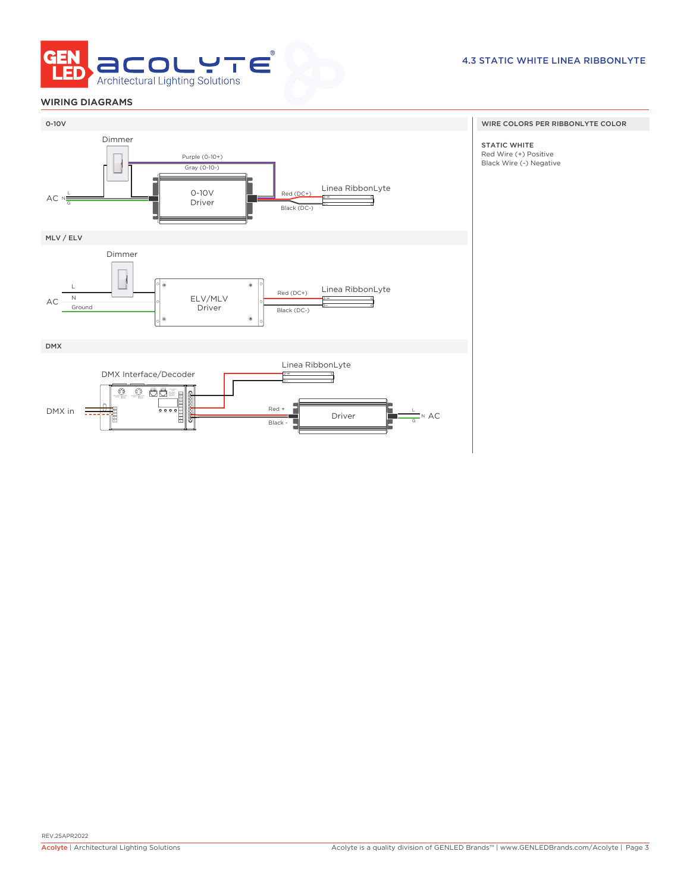## WIRING DIAGRAMS

### 0-10V

Dimmer

Purple (0-10+)

Gray (0-10-)

AC

L

N

G

0-10V Driver

Red (DC+)

Black (DC-)

Linea RibbonLyte

### MLV / ELV

Dimmer

AC

L

N

Ground

ELV/MLV Driver

Red (DC+)

Black (DC-)

Linea RibbonLyte

### DMX

Linea RibbonLyte

DMX Interface/Decoder

DMX in

Red +

Black -

Driver

L

N

G

AC

### WIRE COLORS PER RIBBONLYTE COLOR

**STATIC WHITE**
Red Wire (+) Positive
Black Wire (-) Negative

REV.25APR2022